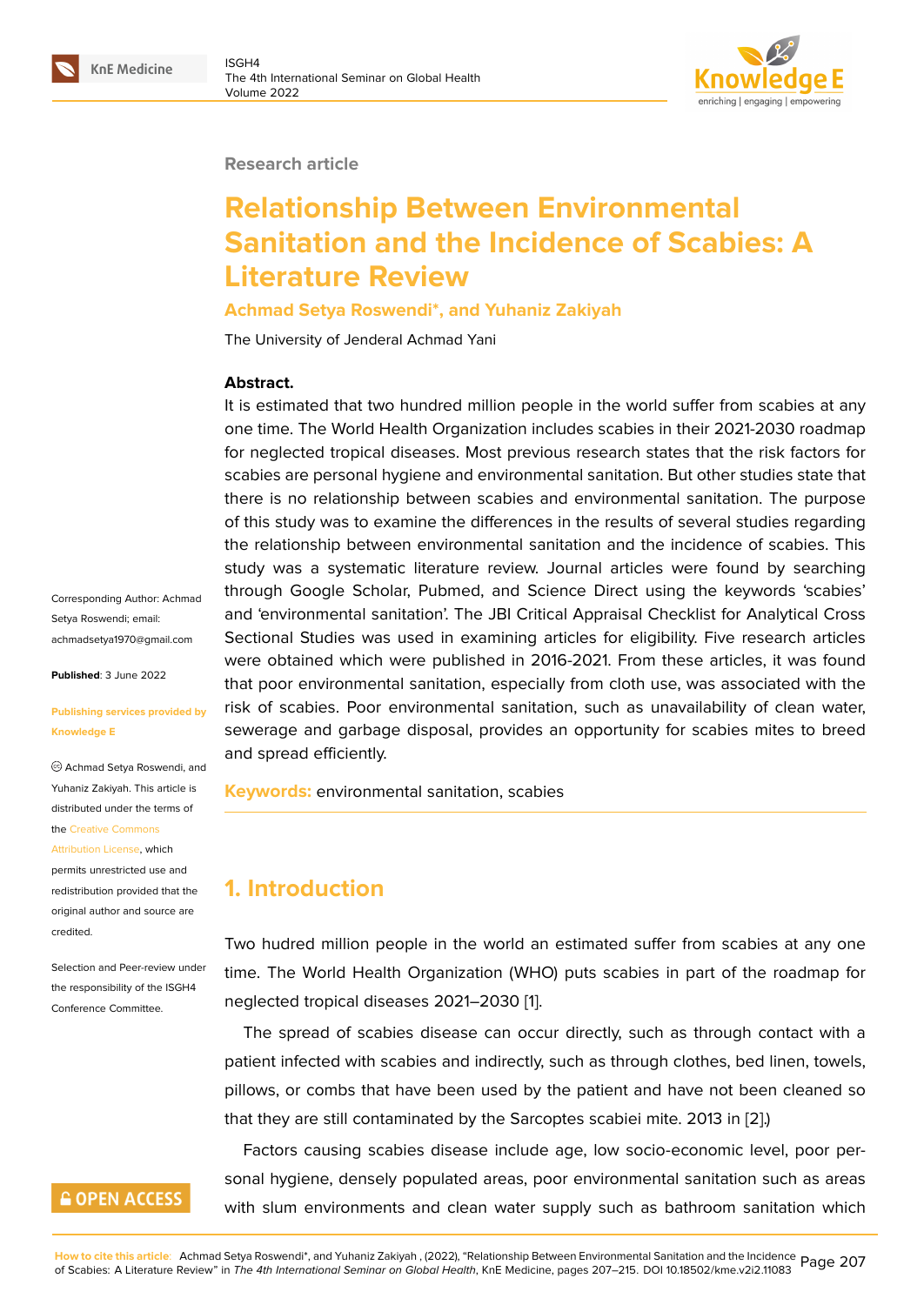Research article

# Relationship Between Environmental Sanitation and the Incidence of Scabies: A Literature Review

**Achmad Setya Roswendi*, and Yuhaniz Zakiyah**

The University of Jenderal Achmad Yani

**Abstract.**

It is estimated that two hundred million people in the world suffer from scabies at any one time. The World Health Organization includes scabies in their 2021-2030 roadmap for neglected tropical diseases. Most previous research states that the risk factors for scabies are personal hygiene and environmental sanitation. But other studies state that there is no relationship between scabies and environmental sanitation. The purpose of this study was to examine the differences in the results of several studies regarding the relationship between environmental sanitation and the incidence of scabies. This study was a systematic literature review. Journal articles were found by searching through Google Scholar, Pubmed, and Science Direct using the keywords 'scabies' and 'environmental sanitation'. The JBI Critical Appraisal Checklist for Analytical Cross Sectional Studies was used in examining articles for eligibility. Five research articles were obtained which were published in 2016-2021. From these articles, it was found that poor environmental sanitation, especially from cloth use, was associated with the risk of scabies. Poor environmental sanitation, such as unavailability of clean water, sewerage and garbage disposal, provides an opportunity for scabies mites to breed and spread efficiently.

**Keywords:** environmental sanitation, scabies

Corresponding Author: Achmad Setya Roswendi; email: achmadsetya1970@gmail.com

**Published**: 3 June 2022

**Publishing services provided by Knowledge E**

© Achmad Setya Roswendi, and Yuhaniz Zakiyah. This article is distributed under the terms of the Creative Commons Attribution License, which permits unrestricted use and redistribution provided that the original author and source are credited.

Selection and Peer-review under the responsibility of the ISGH4 Conference Committee.

## 1. Introduction

Two hudred million people in the world an estimated suffer from scabies at any one time. The World Health Organization (WHO) puts scabies in part of the roadmap for neglected tropical diseases 2021–2030 [1].

The spread of scabies disease can occur directly, such as through contact with a patient infected with scabies and indirectly, such as through clothes, bed linen, towels, pillows, or combs that have been used by the patient and have not been cleaned so that they are still contaminated by the Sarcoptes scabiei mite. 2013 in [2].)

Factors causing scabies disease include age, low socio-economic level, poor personal hygiene, densely populated areas, poor environmental sanitation such as areas with slum environments and clean water supply such as bathroom sanitation which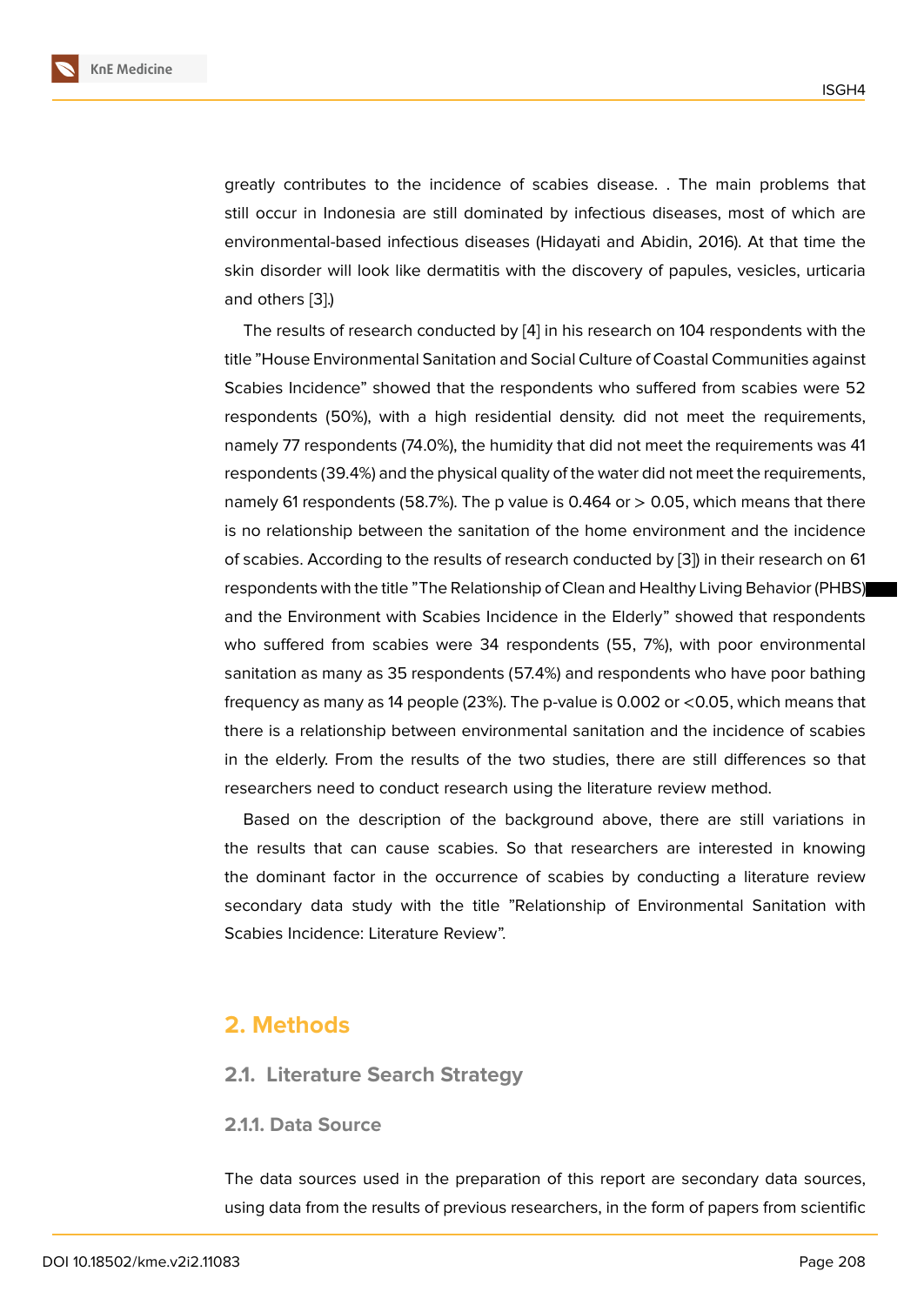greatly contributes to the incidence of scabies disease. . The main problems that still occur in Indonesia are still dominated by infectious diseases, most of which are environmental-based infectious diseases (Hidayati and Abidin, 2016). At that time the skin disorder will look like dermatitis with the discovery of papules, vesicles, urticaria and others [3].)

The results of research conducted by [4] in his research on 104 respondents with the title "House Environmental Sanitation and Social Culture of Coastal Communities against Scabies Incidence" showed that the respondents who suffered from scabies were 52 respondents (50%), with a high residential density. did not meet the requirements, namely 77 respondents (74.0%), the humidity that did not meet the requirements was 41 respondents (39.4%) and the physical quality of the water did not meet the requirements, namely 61 respondents (58.7%). The p value is 0.464 or > 0.05, which means that there is no relationship between the sanitation of the home environment and the incidence of scabies. According to the results of research conducted by [3]) in their research on 61 respondents with the title "The Relationship of Clean and Healthy Living Behavior (PHBS) and the Environment with Scabies Incidence in the Elderly" showed that respondents who suffered from scabies were 34 respondents (55, 7%), with poor environmental sanitation as many as 35 respondents (57.4%) and respondents who have poor bathing frequency as many as 14 people (23%). The p-value is 0.002 or <0.05, which means that there is a relationship between environmental sanitation and the incidence of scabies in the elderly. From the results of the two studies, there are still differences so that researchers need to conduct research using the literature review method.

Based on the description of the background above, there are still variations in the results that can cause scabies. So that researchers are interested in knowing the dominant factor in the occurrence of scabies by conducting a literature review secondary data study with the title "Relationship of Environmental Sanitation with Scabies Incidence: Literature Review".

## 2. Methods

### 2.1. Literature Search Strategy

#### 2.1.1. Data Source

The data sources used in the preparation of this report are secondary data sources, using data from the results of previous researchers, in the form of papers from scientific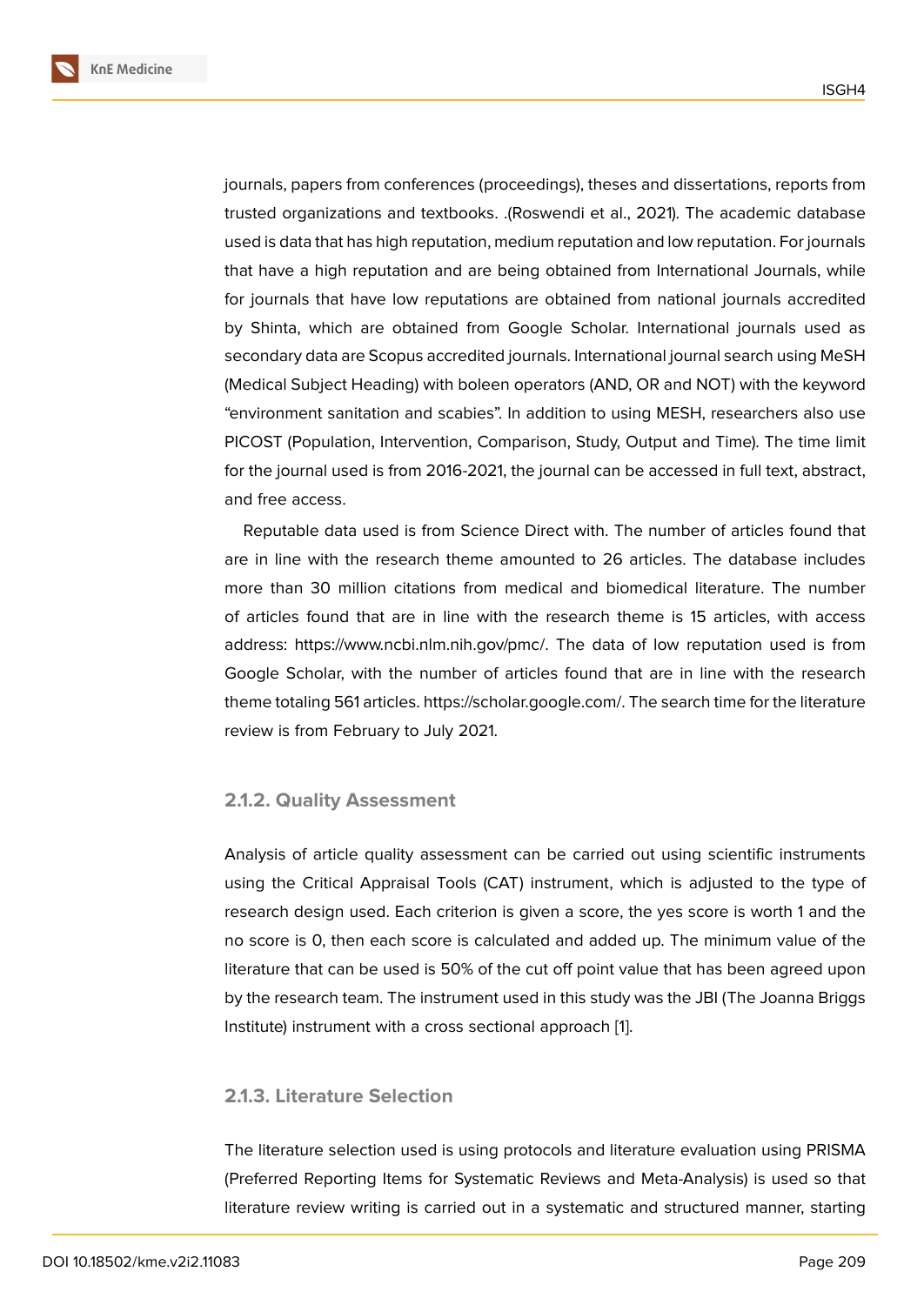journals, papers from conferences (proceedings), theses and dissertations, reports from trusted organizations and textbooks. .(Roswendi et al., 2021). The academic database used is data that has high reputation, medium reputation and low reputation. For journals that have a high reputation and are being obtained from International Journals, while for journals that have low reputations are obtained from national journals accredited by Shinta, which are obtained from Google Scholar. International journals used as secondary data are Scopus accredited journals. International journal search using MeSH (Medical Subject Heading) with boleen operators (AND, OR and NOT) with the keyword "environment sanitation and scabies". In addition to using MESH, researchers also use PICOST (Population, Intervention, Comparison, Study, Output and Time). The time limit for the journal used is from 2016-2021, the journal can be accessed in full text, abstract, and free access.

Reputable data used is from Science Direct with. The number of articles found that are in line with the research theme amounted to 26 articles. The database includes more than 30 million citations from medical and biomedical literature. The number of articles found that are in line with the research theme is 15 articles, with access address: https://www.ncbi.nlm.nih.gov/pmc/. The data of low reputation used is from Google Scholar, with the number of articles found that are in line with the research theme totaling 561 articles. https://scholar.google.com/. The search time for the literature review is from February to July 2021.

### 2.1.2. Quality Assessment

Analysis of article quality assessment can be carried out using scientific instruments using the Critical Appraisal Tools (CAT) instrument, which is adjusted to the type of research design used. Each criterion is given a score, the yes score is worth 1 and the no score is 0, then each score is calculated and added up. The minimum value of the literature that can be used is 50% of the cut off point value that has been agreed upon by the research team. The instrument used in this study was the JBI (The Joanna Briggs Institute) instrument with a cross sectional approach [1].

### 2.1.3. Literature Selection

The literature selection used is using protocols and literature evaluation using PRISMA (Preferred Reporting Items for Systematic Reviews and Meta-Analysis) is used so that literature review writing is carried out in a systematic and structured manner, starting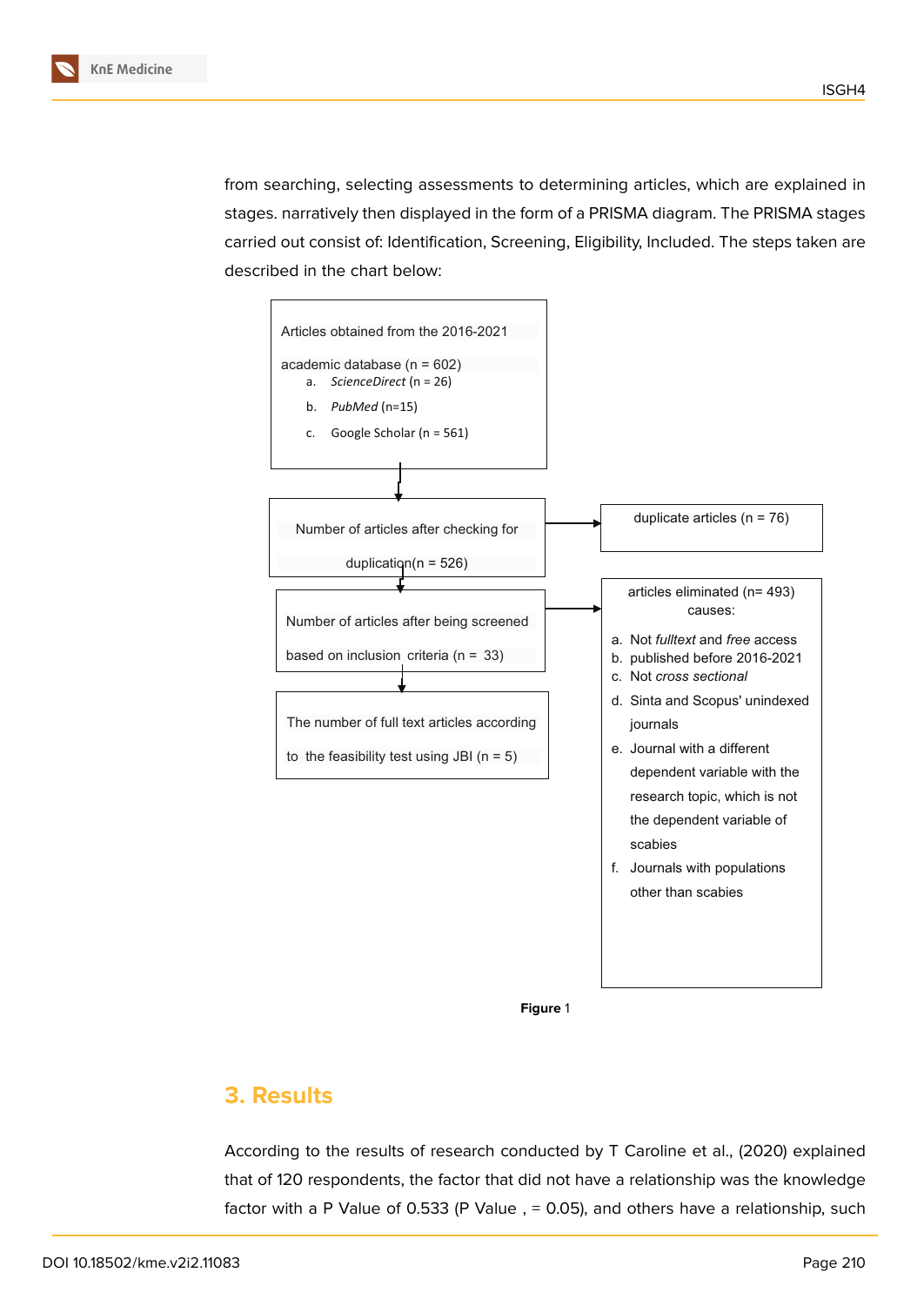from searching, selecting assessments to determining articles, which are explained in stages. narratively then displayed in the form of a PRISMA diagram. The PRISMA stages carried out consist of: Identification, Screening, Eligibility, Included. The steps taken are described in the chart below:

Articles obtained from the 2016-2021

academic database (n = 602)

a. *ScienceDirect* (n = 26)
b. *PubMed* (n=15)
c. Google Scholar (n = 561)

Number of articles after checking for

duplication(n = 526)

duplicate articles (n = 76)

Number of articles after being screened

based on inclusion criteria (n = 33)

articles eliminated (n= 493)
causes:

a. Not *fulltext* and *free* access
b. published before 2016-2021
c. Not *cross sectional*
d. Sinta and Scopus' unindexed journals
e. Journal with a different dependent variable with the research topic, which is not the dependent variable of scabies
f. Journals with populations other than scabies

The number of full text articles according

to the feasibility test using JBI (n = 5)

**Figure** 1

## 3. Results

According to the results of research conducted by T Caroline et al., (2020) explained that of 120 respondents, the factor that did not have a relationship was the knowledge factor with a P Value of 0.533 (P Value , = 0.05), and others have a relationship, such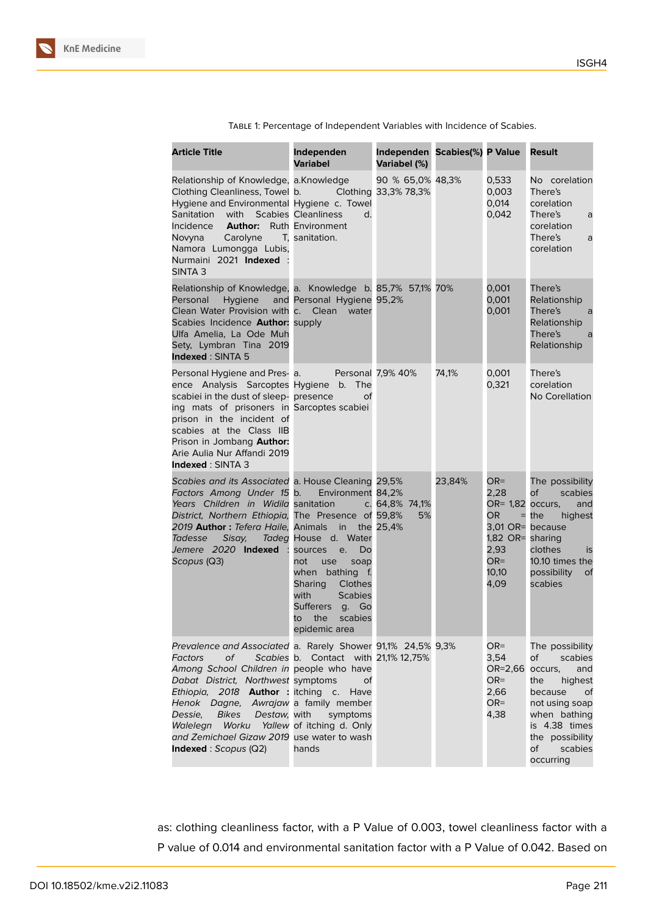Table 1: Percentage of Independent Variables with Incidence of Scabies.

| Article Title | Independen Variabel | Independen Variabel (%) | Scabies(%) | P Value | Result |
|---|---|---|---|---|---|
| Relationship of Knowledge, Clothing Cleanliness, Towel Hygiene and Environmental Sanitation with Scabies Incidence **Author:** Ruth Novyna Carolyne T, Namora Lumongga Lubis, Nurmaini 2021 **Indexed** : SINTA 3 | a.Knowledge b. Clothing Hygiene c. Towel Cleanliness d. Environment sanitation. | 90 % 65,0% 33,3% 78,3% | 48,3% | 0,533 0,003 0,014 0,042 | No corelation There's corelation There's a corelation There's a corelation |
| Relationship of Knowledge, Personal Hygiene and Clean Water Provision with Scabies Incidence **Author:** Ulfa Amelia, La Ode Muh Sety, Lymbran Tina 2019 **Indexed** : SINTA 5 | a. Knowledge b. Personal Hygiene c. Clean water supply | 85,7% 57,1% 95,2% | 70% | 0,001 0,001 0,001 | There's Relationship There's a Relationship There's a Relationship |
| Personal Hygiene and Presence Analysis Sarcoptes scabiei in the dust of sleeping mats of prisoners in prison in the incident of scabies at the Class IIB Prison in Jombang **Author:** Arie Aulia Nur Affandi 2019 **Indexed** : SINTA 3 | a. Personal Hygiene b. The presence of Sarcoptes scabiei | 7,9% 40% | 74,1% | 0,001 0,321 | There's corelation No Corellation |
| *Scabies and its Associated Factors Among Under 15 Years Children in Widila District, Northern Ethiopia, 2019* **Author :** *Tefera Haile, Tadesse Sisay, Tadeg Jemere* 2020 **Indexed** : *Scopus* (Q3) | a. House Cleaning b. Environment sanitation c. The Presence of Animals in the House d. Water sources e. Do not use soap when bathing f. Sharing Clothes with Scabies Sufferers g. Go to the scabies epidemic area | 29,5% 84,2% 64,8% 74,1% 59,8% 5% 25,4% | 23,84% | OR= 2,28 OR= 1,82 OR = 3,01 OR= 1,82 OR= 2,93 OR= 10,10 4,09 | The possibility of scabies occurs, and the highest because sharing clothes is 10.10 times the possibility of scabies |
| *Prevalence and Associated Factors of Scabies Among School Children in Dabat District, Northwest Ethiopia, 2018* **Author :** *Henok Dagne, Awrajaw Dessie, Bikes Destaw, Walelegn Worku Yallew and Zemichael Gizaw 2019* **Indexed** : *Scopus* (Q2) | a. Rarely Shower b. Contact with people who have symptoms of itching c. Have a family member with symptoms of itching d. Only use water to wash hands | 91,1% 24,5% 21,1% 12,75% | 9,3% | OR= 3,54 OR=2,66 OR= 2,66 OR= 4,38 | The possibility of scabies occurs, and the highest because of not using soap when bathing is 4.38 times the possibility of scabies occurring |

as: clothing cleanliness factor, with a P Value of 0.003, towel cleanliness factor with a P value of 0.014 and environmental sanitation factor with a P Value of 0.042. Based on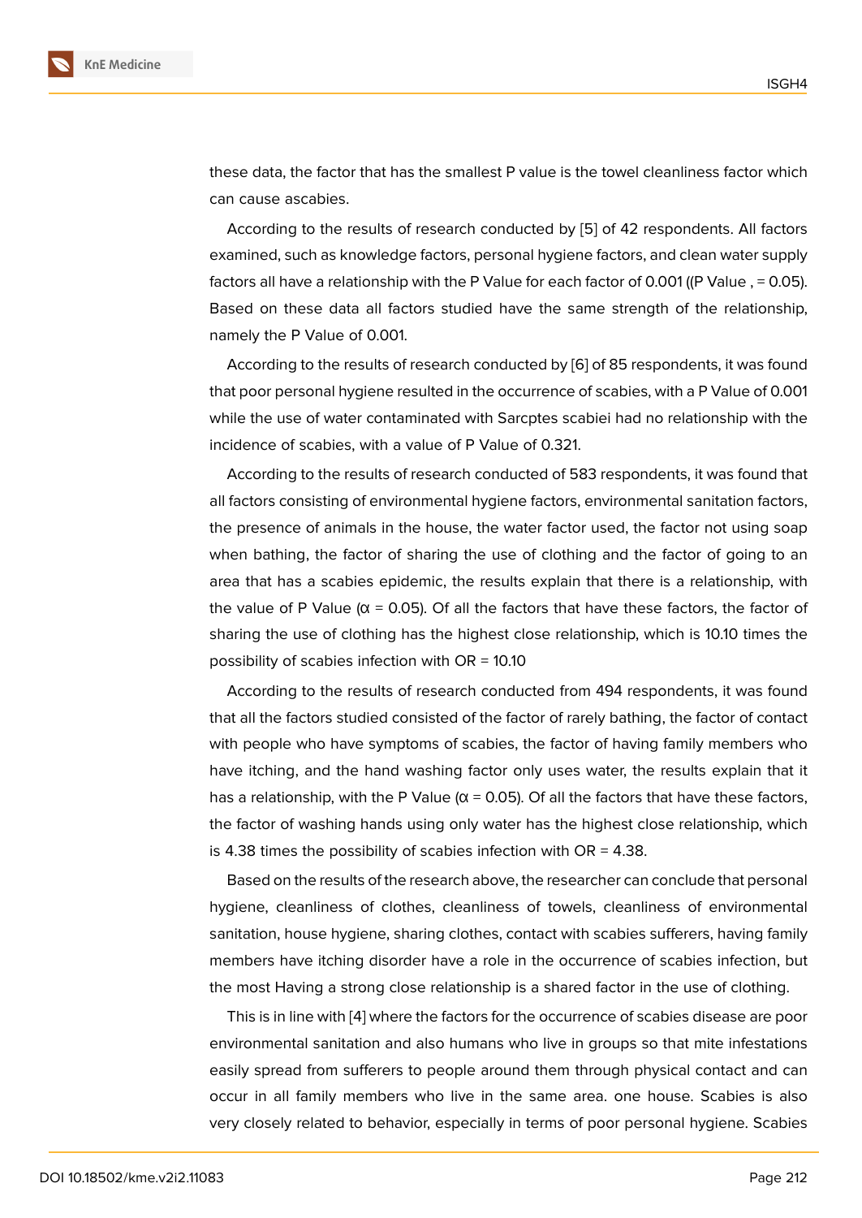these data, the factor that has the smallest P value is the towel cleanliness factor which can cause ascabies.

According to the results of research conducted by [5] of 42 respondents. All factors examined, such as knowledge factors, personal hygiene factors, and clean water supply factors all have a relationship with the P Value for each factor of 0.001 ((P Value , = 0.05). Based on these data all factors studied have the same strength of the relationship, namely the P Value of 0.001.

According to the results of research conducted by [6] of 85 respondents, it was found that poor personal hygiene resulted in the occurrence of scabies, with a P Value of 0.001 while the use of water contaminated with Sarcptes scabiei had no relationship with the incidence of scabies, with a value of P Value of 0.321.

According to the results of research conducted of 583 respondents, it was found that all factors consisting of environmental hygiene factors, environmental sanitation factors, the presence of animals in the house, the water factor used, the factor not using soap when bathing, the factor of sharing the use of clothing and the factor of going to an area that has a scabies epidemic, the results explain that there is a relationship, with the value of P Value ($\alpha$ = 0.05). Of all the factors that have these factors, the factor of sharing the use of clothing has the highest close relationship, which is 10.10 times the possibility of scabies infection with OR = 10.10

According to the results of research conducted from 494 respondents, it was found that all the factors studied consisted of the factor of rarely bathing, the factor of contact with people who have symptoms of scabies, the factor of having family members who have itching, and the hand washing factor only uses water, the results explain that it has a relationship, with the P Value ($\alpha$ = 0.05). Of all the factors that have these factors, the factor of washing hands using only water has the highest close relationship, which is 4.38 times the possibility of scabies infection with OR = 4.38.

Based on the results of the research above, the researcher can conclude that personal hygiene, cleanliness of clothes, cleanliness of towels, cleanliness of environmental sanitation, house hygiene, sharing clothes, contact with scabies sufferers, having family members have itching disorder have a role in the occurrence of scabies infection, but the most Having a strong close relationship is a shared factor in the use of clothing.

This is in line with [4] where the factors for the occurrence of scabies disease are poor environmental sanitation and also humans who live in groups so that mite infestations easily spread from sufferers to people around them through physical contact and can occur in all family members who live in the same area. one house. Scabies is also very closely related to behavior, especially in terms of poor personal hygiene. Scabies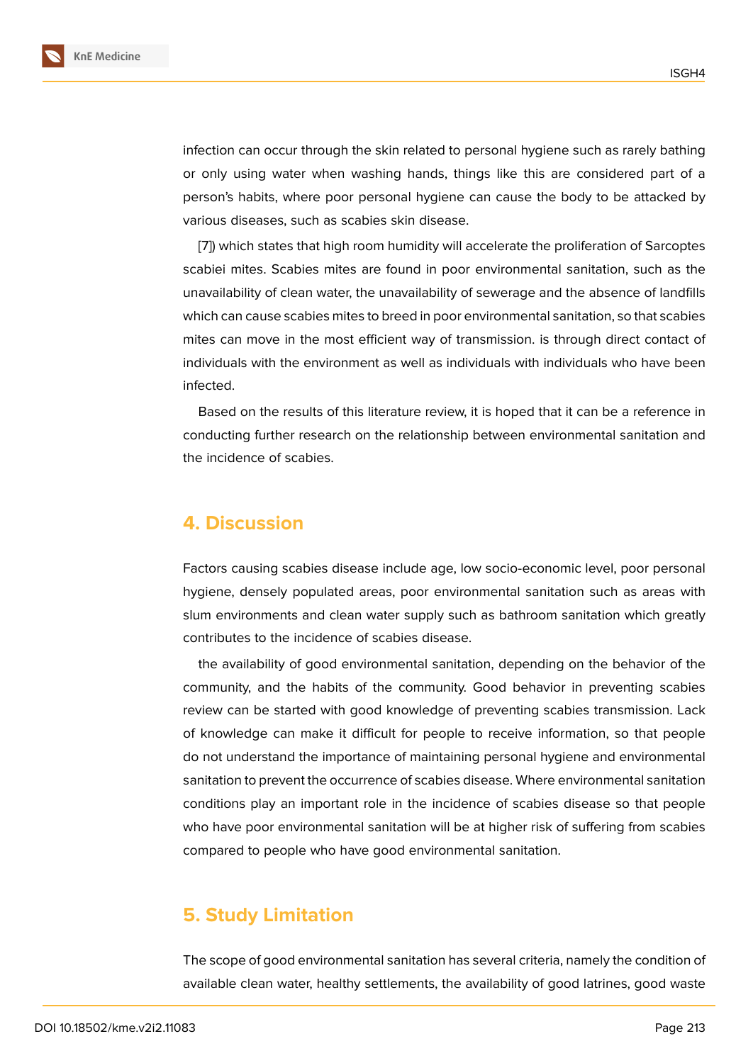infection can occur through the skin related to personal hygiene such as rarely bathing or only using water when washing hands, things like this are considered part of a person's habits, where poor personal hygiene can cause the body to be attacked by various diseases, such as scabies skin disease.

[7]) which states that high room humidity will accelerate the proliferation of Sarcoptes scabiei mites. Scabies mites are found in poor environmental sanitation, such as the unavailability of clean water, the unavailability of sewerage and the absence of landfills which can cause scabies mites to breed in poor environmental sanitation, so that scabies mites can move in the most efficient way of transmission. is through direct contact of individuals with the environment as well as individuals with individuals who have been infected.

Based on the results of this literature review, it is hoped that it can be a reference in conducting further research on the relationship between environmental sanitation and the incidence of scabies.

## 4. Discussion

Factors causing scabies disease include age, low socio-economic level, poor personal hygiene, densely populated areas, poor environmental sanitation such as areas with slum environments and clean water supply such as bathroom sanitation which greatly contributes to the incidence of scabies disease.

the availability of good environmental sanitation, depending on the behavior of the community, and the habits of the community. Good behavior in preventing scabies review can be started with good knowledge of preventing scabies transmission. Lack of knowledge can make it difficult for people to receive information, so that people do not understand the importance of maintaining personal hygiene and environmental sanitation to prevent the occurrence of scabies disease. Where environmental sanitation conditions play an important role in the incidence of scabies disease so that people who have poor environmental sanitation will be at higher risk of suffering from scabies compared to people who have good environmental sanitation.

## 5. Study Limitation

The scope of good environmental sanitation has several criteria, namely the condition of available clean water, healthy settlements, the availability of good latrines, good waste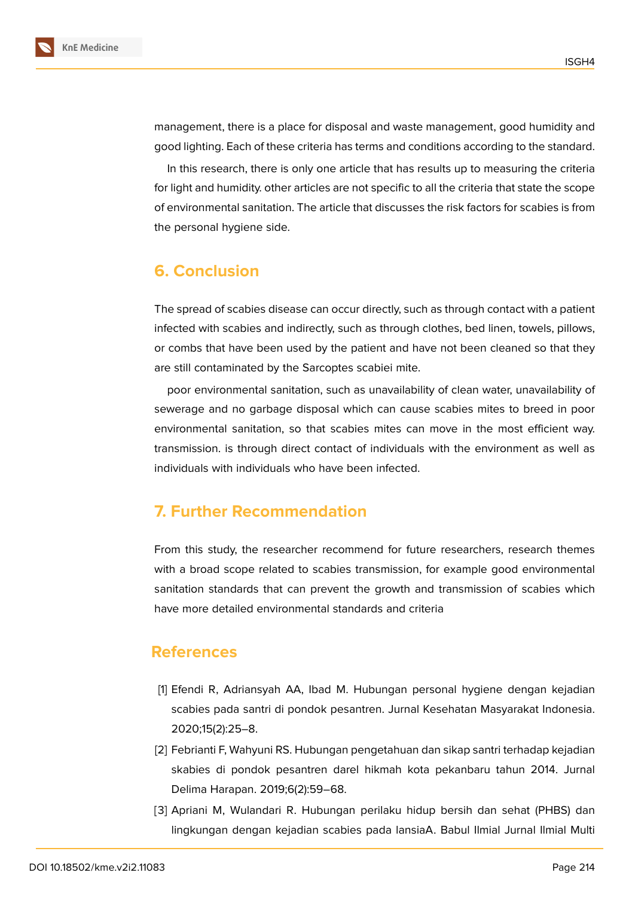management, there is a place for disposal and waste management, good humidity and good lighting. Each of these criteria has terms and conditions according to the standard.

In this research, there is only one article that has results up to measuring the criteria for light and humidity. other articles are not specific to all the criteria that state the scope of environmental sanitation. The article that discusses the risk factors for scabies is from the personal hygiene side.

## 6. Conclusion

The spread of scabies disease can occur directly, such as through contact with a patient infected with scabies and indirectly, such as through clothes, bed linen, towels, pillows, or combs that have been used by the patient and have not been cleaned so that they are still contaminated by the Sarcoptes scabiei mite.

poor environmental sanitation, such as unavailability of clean water, unavailability of sewerage and no garbage disposal which can cause scabies mites to breed in poor environmental sanitation, so that scabies mites can move in the most efficient way. transmission. is through direct contact of individuals with the environment as well as individuals with individuals who have been infected.

## 7. Further Recommendation

From this study, the researcher recommend for future researchers, research themes with a broad scope related to scabies transmission, for example good environmental sanitation standards that can prevent the growth and transmission of scabies which have more detailed environmental standards and criteria

## References

[1] Efendi R, Adriansyah AA, Ibad M. Hubungan personal hygiene dengan kejadian scabies pada santri di pondok pesantren. Jurnal Kesehatan Masyarakat Indonesia. 2020;15(2):25–8.

[2] Febrianti F, Wahyuni RS. Hubungan pengetahuan dan sikap santri terhadap kejadian skabies di pondok pesantren darel hikmah kota pekanbaru tahun 2014. Jurnal Delima Harapan. 2019;6(2):59–68.

[3] Apriani M, Wulandari R. Hubungan perilaku hidup bersih dan sehat (PHBS) dan lingkungan dengan kejadian scabies pada lansiaA. Babul Ilmial Jurnal Ilmial Multi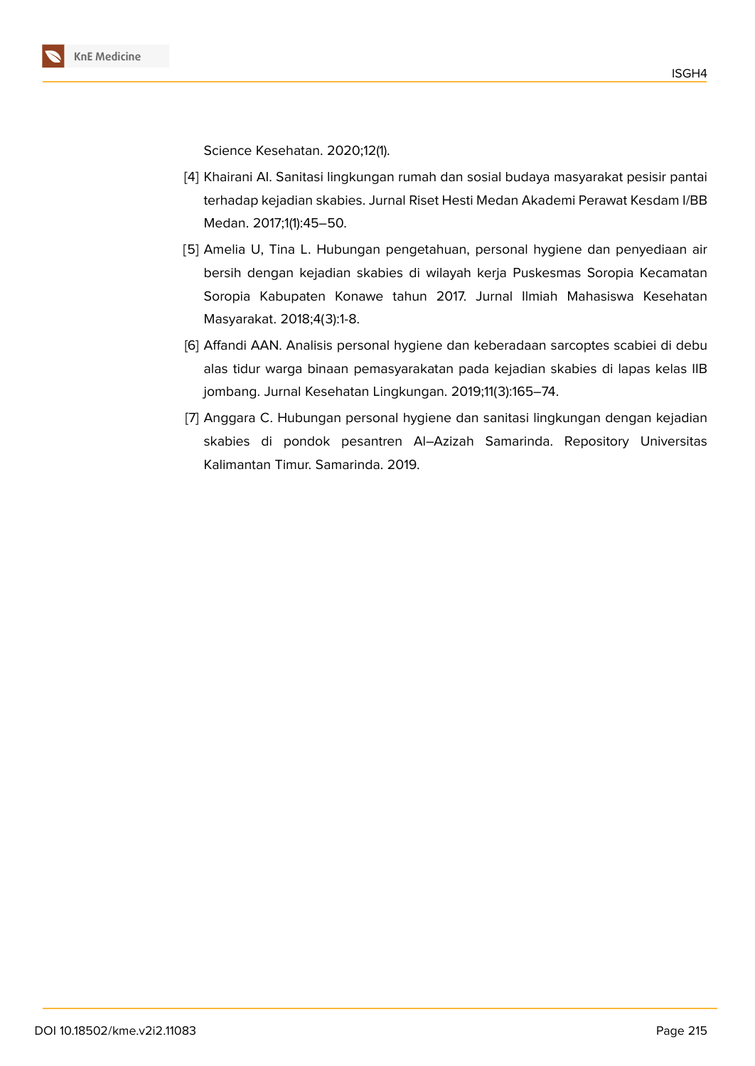Science Kesehatan. 2020;12(1).

[4] Khairani AI. Sanitasi lingkungan rumah dan sosial budaya masyarakat pesisir pantai terhadap kejadian skabies. Jurnal Riset Hesti Medan Akademi Perawat Kesdam I/BB Medan. 2017;1(1):45–50.

[5] Amelia U, Tina L. Hubungan pengetahuan, personal hygiene dan penyediaan air bersih dengan kejadian skabies di wilayah kerja Puskesmas Soropia Kecamatan Soropia Kabupaten Konawe tahun 2017. Jurnal Ilmiah Mahasiswa Kesehatan Masyarakat. 2018;4(3):1-8.

[6] Affandi AAN. Analisis personal hygiene dan keberadaan sarcoptes scabiei di debu alas tidur warga binaan pemasyarakatan pada kejadian skabies di lapas kelas IIB jombang. Jurnal Kesehatan Lingkungan. 2019;11(3):165–74.

[7] Anggara C. Hubungan personal hygiene dan sanitasi lingkungan dengan kejadian skabies di pondok pesantren Al–Azizah Samarinda. Repository Universitas Kalimantan Timur. Samarinda. 2019.